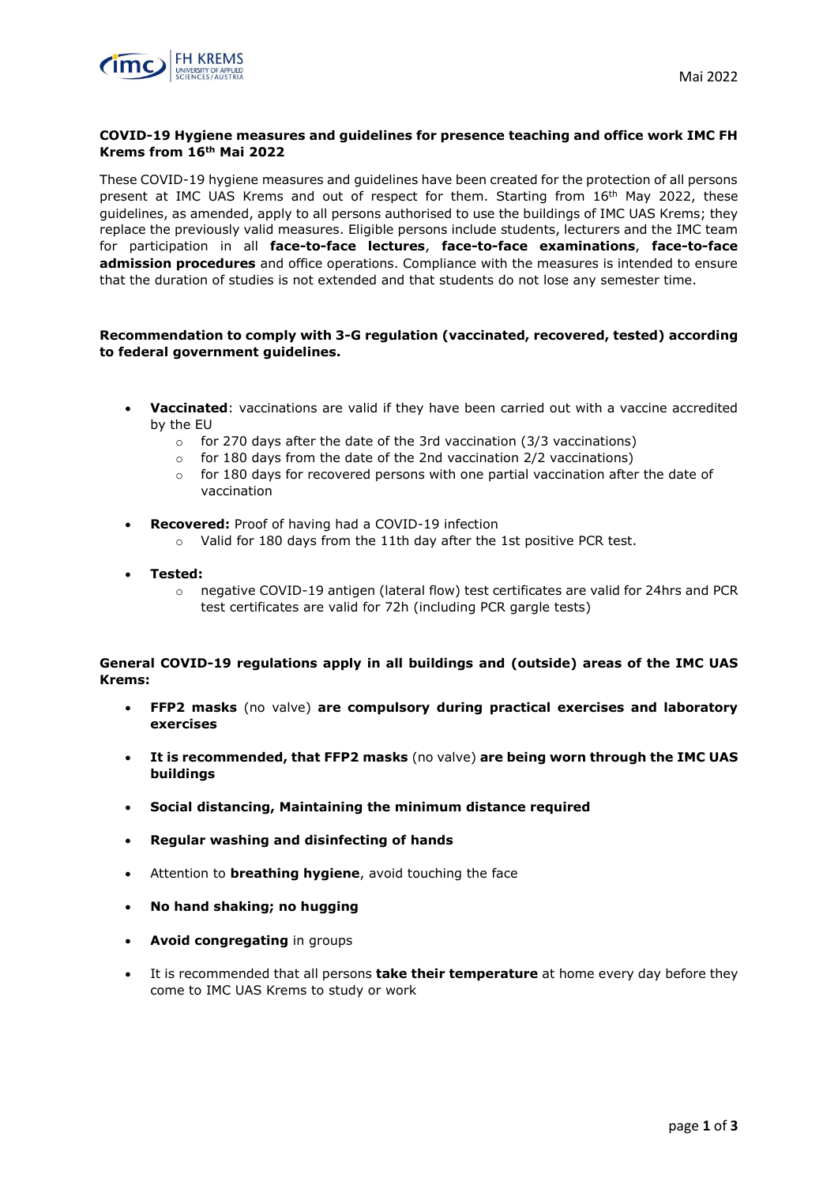Mai 2022

**COVID-19 Hygiene measures and guidelines for presence teaching and office work IMC FH Krems from 16th Mai 2022**

These COVID-19 hygiene measures and guidelines have been created for the protection of all persons present at IMC UAS Krems and out of respect for them. Starting from 16th May 2022, these guidelines, as amended, apply to all persons authorised to use the buildings of IMC UAS Krems; they replace the previously valid measures. Eligible persons include students, lecturers and the IMC team for participation in all **face-to-face lectures**, **face-to-face examinations**, **face-to-face admission procedures** and office operations. Compliance with the measures is intended to ensure that the duration of studies is not extended and that students do not lose any semester time.

**Recommendation to comply with 3-G regulation (vaccinated, recovered, tested) according to federal government guidelines.**

- **Vaccinated**: vaccinations are valid if they have been carried out with a vaccine accredited by the EU
  - for 270 days after the date of the 3rd vaccination (3/3 vaccinations)
  - for 180 days from the date of the 2nd vaccination 2/2 vaccinations)
  - for 180 days for recovered persons with one partial vaccination after the date of vaccination
- **Recovered:** Proof of having had a COVID-19 infection
  - Valid for 180 days from the 11th day after the 1st positive PCR test.
- **Tested:**
  - negative COVID-19 antigen (lateral flow) test certificates are valid for 24hrs and PCR test certificates are valid for 72h (including PCR gargle tests)

**General COVID-19 regulations apply in all buildings and (outside) areas of the IMC UAS Krems:**

- **FFP2 masks** (no valve) **are compulsory during practical exercises and laboratory exercises**
- **It is recommended, that FFP2 masks** (no valve) **are being worn through the IMC UAS buildings**
- **Social distancing, Maintaining the minimum distance required**
- **Regular washing and disinfecting of hands**
- Attention to **breathing hygiene**, avoid touching the face
- **No hand shaking; no hugging**
- **Avoid congregating** in groups
- It is recommended that all persons **take their temperature** at home every day before they come to IMC UAS Krems to study or work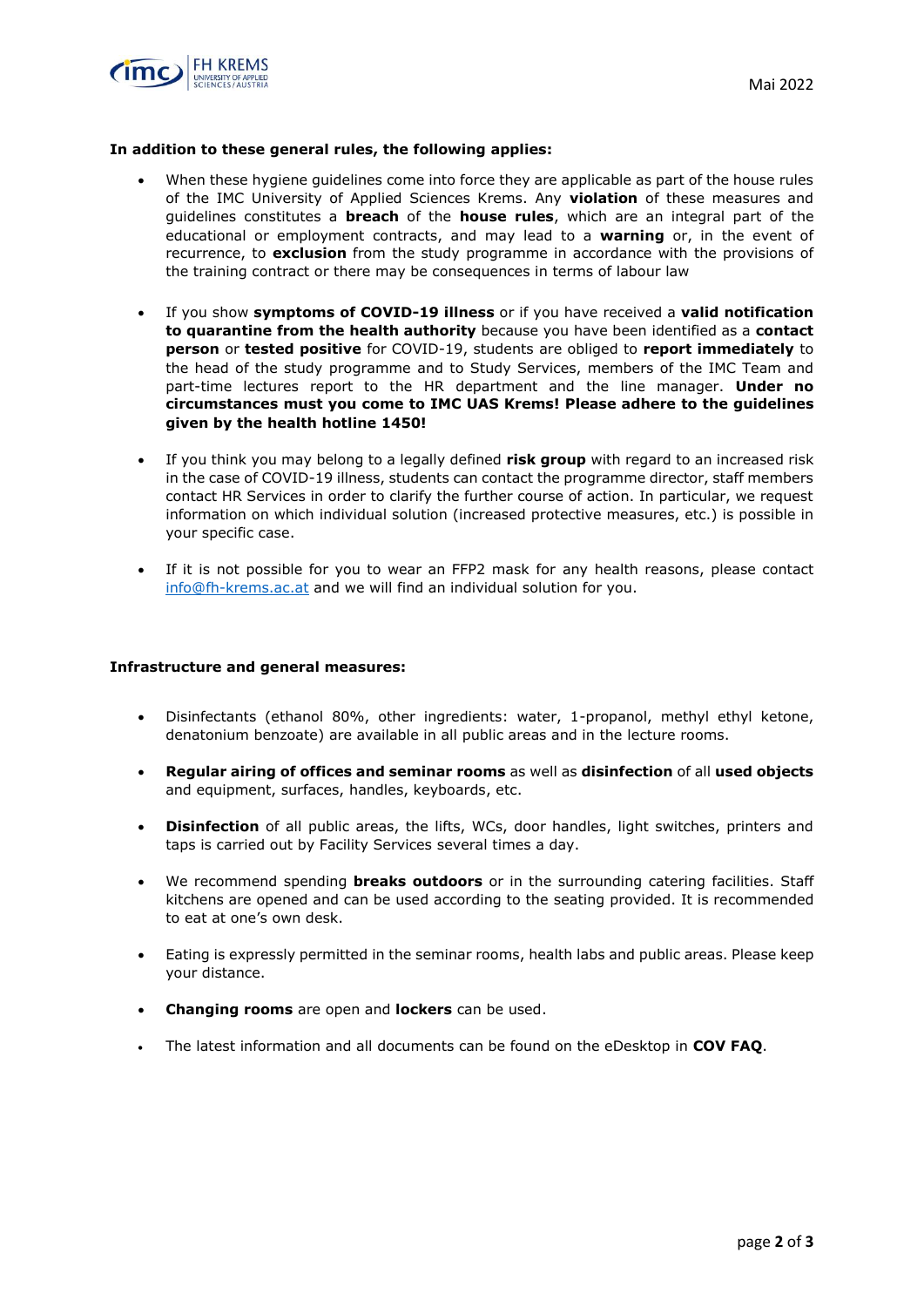**In addition to these general rules, the following applies:**

- When these hygiene guidelines come into force they are applicable as part of the house rules of the IMC University of Applied Sciences Krems. Any **violation** of these measures and guidelines constitutes a **breach** of the **house rules**, which are an integral part of the educational or employment contracts, and may lead to a **warning** or, in the event of recurrence, to **exclusion** from the study programme in accordance with the provisions of the training contract or there may be consequences in terms of labour law

- If you show **symptoms of COVID-19 illness** or if you have received a **valid notification to quarantine from the health authority** because you have been identified as a **contact person** or **tested positive** for COVID-19, students are obliged to **report immediately** to the head of the study programme and to Study Services, members of the IMC Team and part-time lectures report to the HR department and the line manager. **Under no circumstances must you come to IMC UAS Krems! Please adhere to the guidelines given by the health hotline 1450!**

- If you think you may belong to a legally defined **risk group** with regard to an increased risk in the case of COVID-19 illness, students can contact the programme director, staff members contact HR Services in order to clarify the further course of action. In particular, we request information on which individual solution (increased protective measures, etc.) is possible in your specific case.

- If it is not possible for you to wear an FFP2 mask for any health reasons, please contact info@fh-krems.ac.at and we will find an individual solution for you.

**Infrastructure and general measures:**

- Disinfectants (ethanol 80%, other ingredients: water, 1-propanol, methyl ethyl ketone, denatonium benzoate) are available in all public areas and in the lecture rooms.

- **Regular airing of offices and seminar rooms** as well as **disinfection** of all **used objects** and equipment, surfaces, handles, keyboards, etc.

- **Disinfection** of all public areas, the lifts, WCs, door handles, light switches, printers and taps is carried out by Facility Services several times a day.

- We recommend spending **breaks outdoors** or in the surrounding catering facilities. Staff kitchens are opened and can be used according to the seating provided. It is recommended to eat at one's own desk.

- Eating is expressly permitted in the seminar rooms, health labs and public areas. Please keep your distance.

- **Changing rooms** are open and **lockers** can be used.

- The latest information and all documents can be found on the eDesktop in **COV FAQ**.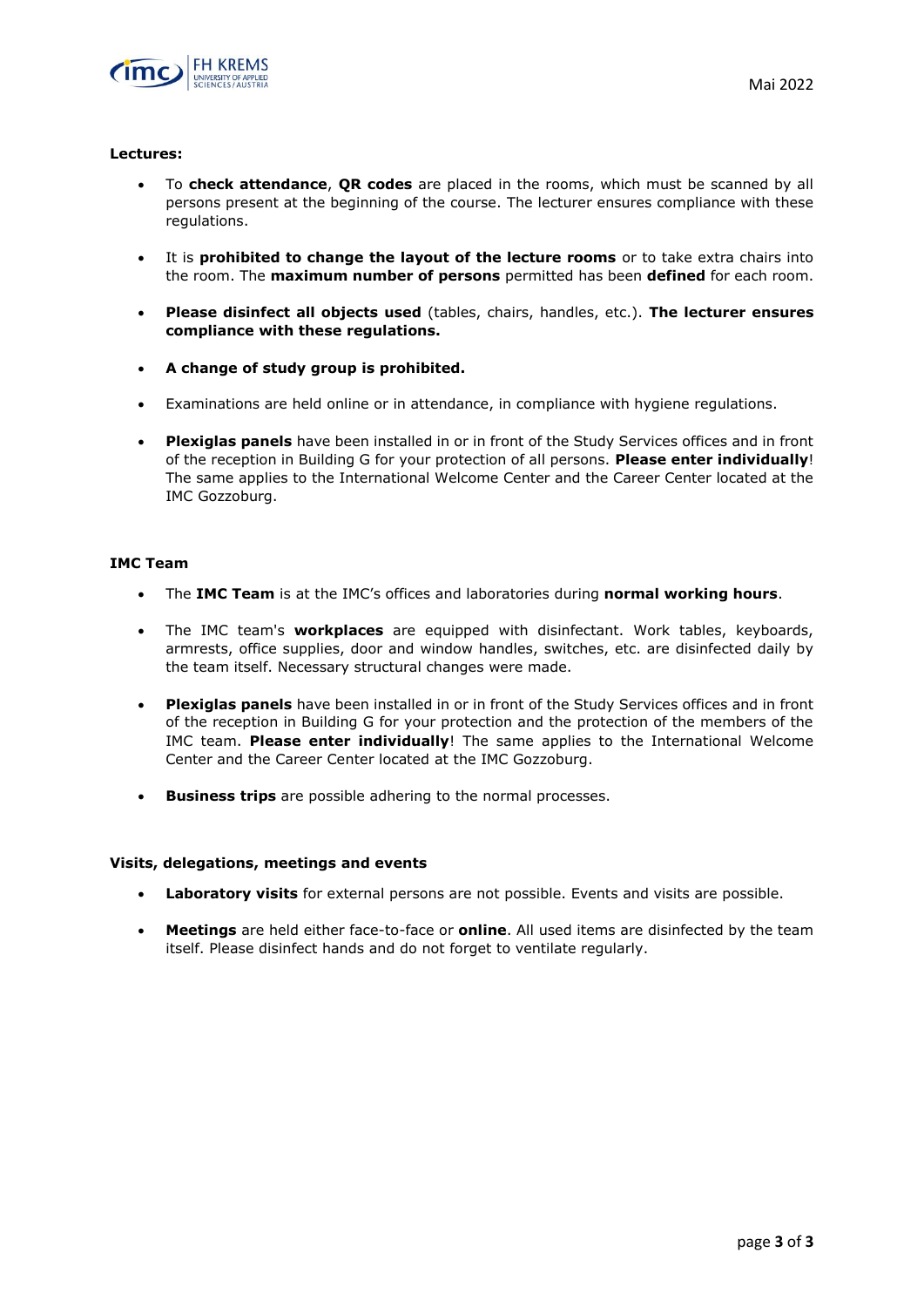**Lectures:**

- To **check attendance**, **QR codes** are placed in the rooms, which must be scanned by all persons present at the beginning of the course. The lecturer ensures compliance with these regulations.

- It is **prohibited to change the layout of the lecture rooms** or to take extra chairs into the room. The **maximum number of persons** permitted has been **defined** for each room.

- **Please disinfect all objects used** (tables, chairs, handles, etc.). **The lecturer ensures compliance with these regulations.**

- **A change of study group is prohibited.**

- Examinations are held online or in attendance, in compliance with hygiene regulations.

- **Plexiglas panels** have been installed in or in front of the Study Services offices and in front of the reception in Building G for your protection of all persons. **Please enter individually**! The same applies to the International Welcome Center and the Career Center located at the IMC Gozzoburg.

**IMC Team**

- The **IMC Team** is at the IMC's offices and laboratories during **normal working hours**.

- The IMC team's **workplaces** are equipped with disinfectant. Work tables, keyboards, armrests, office supplies, door and window handles, switches, etc. are disinfected daily by the team itself. Necessary structural changes were made.

- **Plexiglas panels** have been installed in or in front of the Study Services offices and in front of the reception in Building G for your protection and the protection of the members of the IMC team. **Please enter individually**! The same applies to the International Welcome Center and the Career Center located at the IMC Gozzoburg.

- **Business trips** are possible adhering to the normal processes.

**Visits, delegations, meetings and events**

- **Laboratory visits** for external persons are not possible. Events and visits are possible.

- **Meetings** are held either face-to-face or **online**. All used items are disinfected by the team itself. Please disinfect hands and do not forget to ventilate regularly.